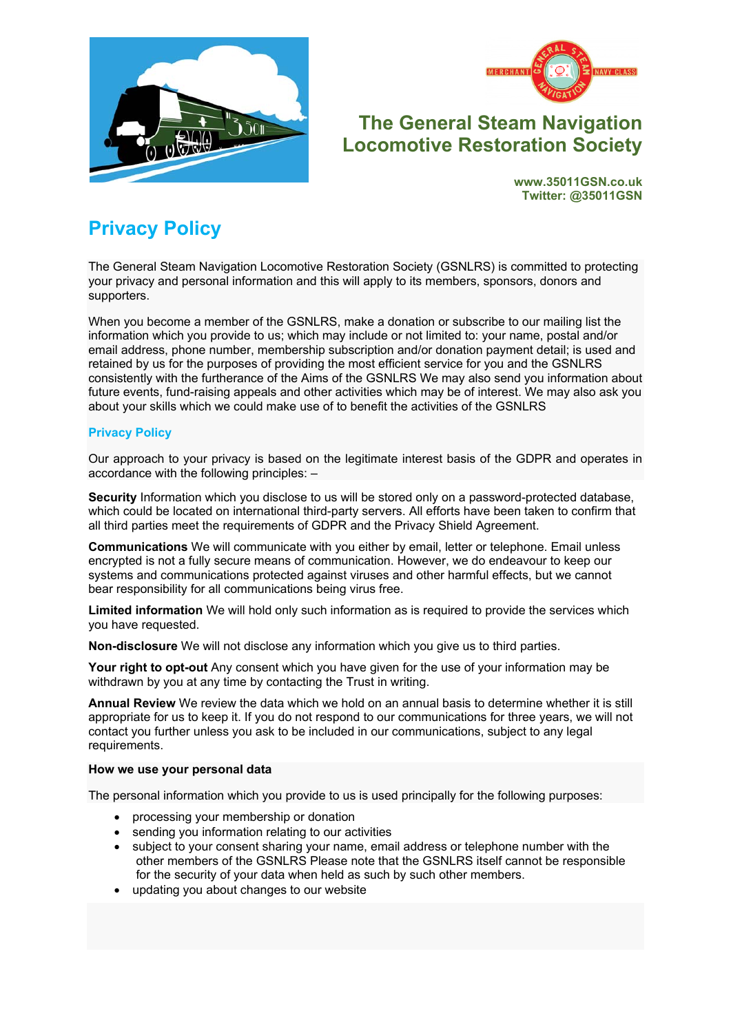# The General Steam Navigation Locomotive Restoration Society

**www.35011GSN.co.uk**
**Twitter: @35011GSN**

## Privacy Policy

The General Steam Navigation Locomotive Restoration Society (GSNLRS) is committed to protecting your privacy and personal information and this will apply to its members, sponsors, donors and supporters.

When you become a member of the GSNLRS, make a donation or subscribe to our mailing list the information which you provide to us; which may include or not limited to: your name, postal and/or email address, phone number, membership subscription and/or donation payment detail; is used and retained by us for the purposes of providing the most efficient service for you and the GSNLRS consistently with the furtherance of the Aims of the GSNLRS We may also send you information about future events, fund-raising appeals and other activities which may be of interest. We may also ask you about your skills which we could make use of to benefit the activities of the GSNLRS

### Privacy Policy

Our approach to your privacy is based on the legitimate interest basis of the GDPR and operates in accordance with the following principles: –

**Security** Information which you disclose to us will be stored only on a password-protected database, which could be located on international third-party servers. All efforts have been taken to confirm that all third parties meet the requirements of GDPR and the Privacy Shield Agreement.

**Communications** We will communicate with you either by email, letter or telephone. Email unless encrypted is not a fully secure means of communication. However, we do endeavour to keep our systems and communications protected against viruses and other harmful effects, but we cannot bear responsibility for all communications being virus free.

**Limited information** We will hold only such information as is required to provide the services which you have requested.

**Non-disclosure** We will not disclose any information which you give us to third parties.

**Your right to opt-out** Any consent which you have given for the use of your information may be withdrawn by you at any time by contacting the Trust in writing.

**Annual Review** We review the data which we hold on an annual basis to determine whether it is still appropriate for us to keep it. If you do not respond to our communications for three years, we will not contact you further unless you ask to be included in our communications, subject to any legal requirements.

**How we use your personal data**

The personal information which you provide to us is used principally for the following purposes:

- processing your membership or donation
- sending you information relating to our activities
- subject to your consent sharing your name, email address or telephone number with the other members of the GSNLRS Please note that the GSNLRS itself cannot be responsible for the security of your data when held as such by such other members.
- updating you about changes to our website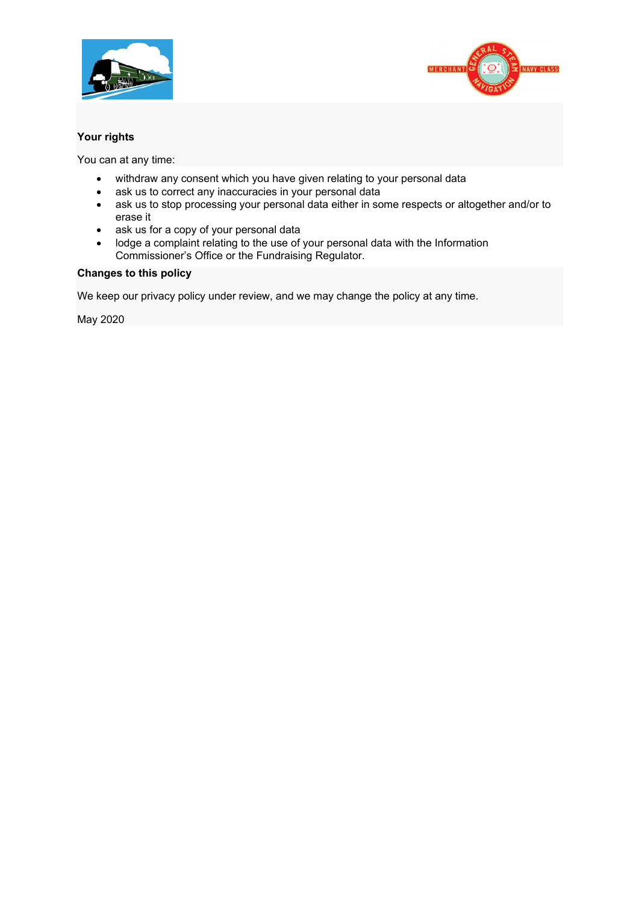**Your rights**

You can at any time:

- withdraw any consent which you have given relating to your personal data
- ask us to correct any inaccuracies in your personal data
- ask us to stop processing your personal data either in some respects or altogether and/or to erase it
- ask us for a copy of your personal data
- lodge a complaint relating to the use of your personal data with the Information Commissioner's Office or the Fundraising Regulator.

**Changes to this policy**

We keep our privacy policy under review, and we may change the policy at any time.

May 2020